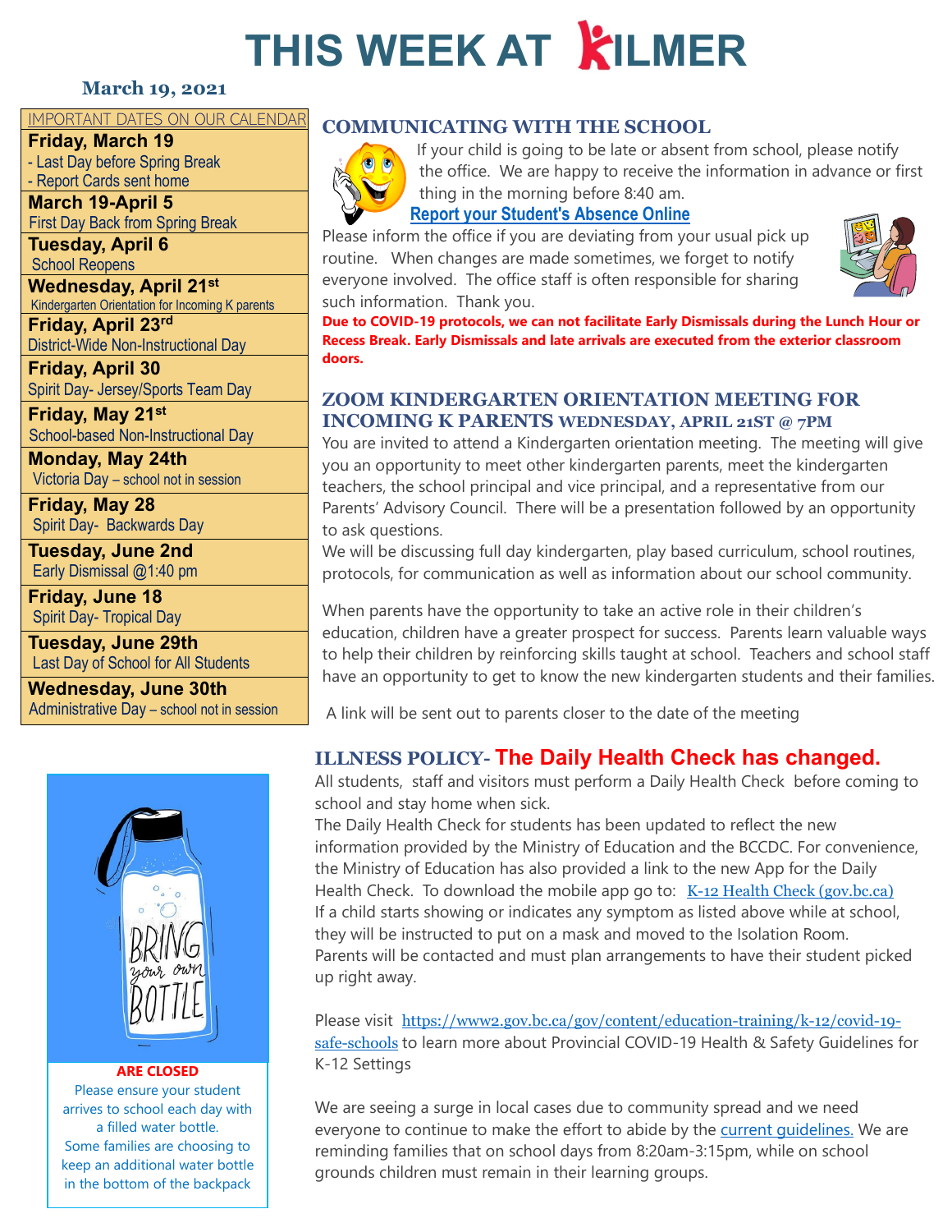# THIS WEEK AT KILMER

**March 19, 2021**

IMPORTANT DATES ON OUR CALENDAR

**Friday, March 19**
- Last Day before Spring Break
- Report Cards sent home

**March 19-April 5**
First Day Back from Spring Break

**Tuesday, April 6**
School Reopens

**Wednesday, April 21st**
Kindergarten Orientation for Incoming K parents

**Friday, April 23rd**
District-Wide Non-Instructional Day

**Friday, April 30**
Spirit Day- Jersey/Sports Team Day

**Friday, May 21st**
School-based Non-Instructional Day

**Monday, May 24th**
Victoria Day – school not in session

**Friday, May 28**
Spirit Day- Backwards Day

**Tuesday, June 2nd**
Early Dismissal @1:40 pm

**Friday, June 18**
Spirit Day- Tropical Day

**Tuesday, June 29th**
Last Day of School for All Students

**Wednesday, June 30th**
Administrative Day – school not in session

BRING your own BOTTLE

**ARE CLOSED**

Please ensure your student arrives to school each day with a filled water bottle.
Some families are choosing to keep an additional water bottle in the bottom of the backpack

## COMMUNICATING WITH THE SCHOOL

If your child is going to be late or absent from school, please notify the office. We are happy to receive the information in advance or first thing in the morning before 8:40 am.

**Report your Student's Absence Online**

Please inform the office if you are deviating from your usual pick up routine. When changes are made sometimes, we forget to notify everyone involved. The office staff is often responsible for sharing such information. Thank you.

**Due to COVID-19 protocols, we can not facilitate Early Dismissals during the Lunch Hour or Recess Break. Early Dismissals and late arrivals are executed from the exterior classroom doors.**

## ZOOM KINDERGARTEN ORIENTATION MEETING FOR INCOMING K PARENTS WEDNESDAY, APRIL 21ST @ 7PM

You are invited to attend a Kindergarten orientation meeting. The meeting will give you an opportunity to meet other kindergarten parents, meet the kindergarten teachers, the school principal and vice principal, and a representative from our Parents' Advisory Council. There will be a presentation followed by an opportunity to ask questions.
We will be discussing full day kindergarten, play based curriculum, school routines, protocols, for communication as well as information about our school community.

When parents have the opportunity to take an active role in their children's education, children have a greater prospect for success. Parents learn valuable ways to help their children by reinforcing skills taught at school. Teachers and school staff have an opportunity to get to know the new kindergarten students and their families.

A link will be sent out to parents closer to the date of the meeting

## ILLNESS POLICY- The Daily Health Check has changed.

All students, staff and visitors must perform a Daily Health Check before coming to school and stay home when sick.
The Daily Health Check for students has been updated to reflect the new information provided by the Ministry of Education and the BCCDC. For convenience, the Ministry of Education has also provided a link to the new App for the Daily Health Check. To download the mobile app go to: K-12 Health Check (gov.bc.ca)
If a child starts showing or indicates any symptom as listed above while at school, they will be instructed to put on a mask and moved to the Isolation Room. Parents will be contacted and must plan arrangements to have their student picked up right away.

Please visit https://www2.gov.bc.ca/gov/content/education-training/k-12/covid-19-safe-schools to learn more about Provincial COVID-19 Health & Safety Guidelines for K-12 Settings

We are seeing a surge in local cases due to community spread and we need everyone to continue to make the effort to abide by the current guidelines. We are reminding families that on school days from 8:20am-3:15pm, while on school grounds children must remain in their learning groups.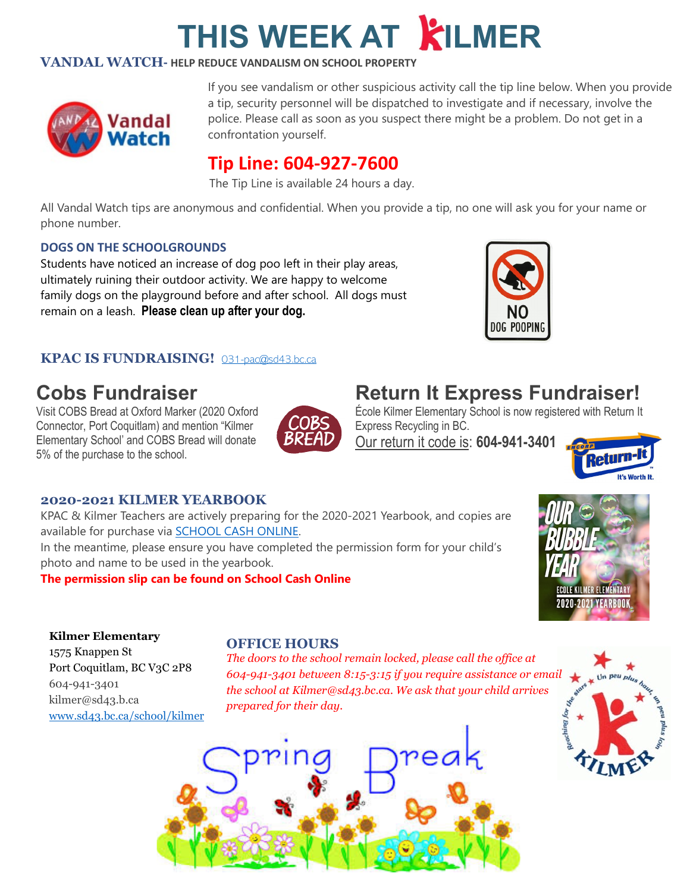# THIS WEEK AT KILMER

## VANDAL WATCH- HELP REDUCE VANDALISM ON SCHOOL PROPERTY

If you see vandalism or other suspicious activity call the tip line below. When you provide a tip, security personnel will be dispatched to investigate and if necessary, involve the police. Please call as soon as you suspect there might be a problem. Do not get in a confrontation yourself.

## Tip Line: 604-927-7600

The Tip Line is available 24 hours a day.

All Vandal Watch tips are anonymous and confidential. When you provide a tip, no one will ask you for your name or phone number.

### DOGS ON THE SCHOOLGROUNDS

Students have noticed an increase of dog poo left in their play areas, ultimately ruining their outdoor activity. We are happy to welcome family dogs on the playground before and after school. All dogs must remain on a leash. **Please clean up after your dog.**

## KPAC IS FUNDRAISING! 031-pac@sd43.bc.ca

## Cobs Fundraiser

Visit COBS Bread at Oxford Marker (2020 Oxford Connector, Port Coquitlam) and mention "Kilmer Elementary School' and COBS Bread will donate 5% of the purchase to the school.

## Return It Express Fundraiser!

École Kilmer Elementary School is now registered with Return It Express Recycling in BC.

Our return it code is: **604-941-3401**

## 2020-2021 KILMER YEARBOOK

KPAC & Kilmer Teachers are actively preparing for the 2020-2021 Yearbook, and copies are available for purchase via SCHOOL CASH ONLINE.

In the meantime, please ensure you have completed the permission form for your child's photo and name to be used in the yearbook.

**The permission slip can be found on School Cash Online**

**Kilmer Elementary**
1575 Knappen St
Port Coquitlam, BC V3C 2P8
604-941-3401
kilmer@sd43.b.ca
www.sd43.bc.ca/school/kilmer

## OFFICE HOURS

*The doors to the school remain locked, please call the office at 604-941-3401 between 8:15-3:15 if you require assistance or email the school at Kilmer@sd43.bc.ca. We ask that your child arrives prepared for their day.*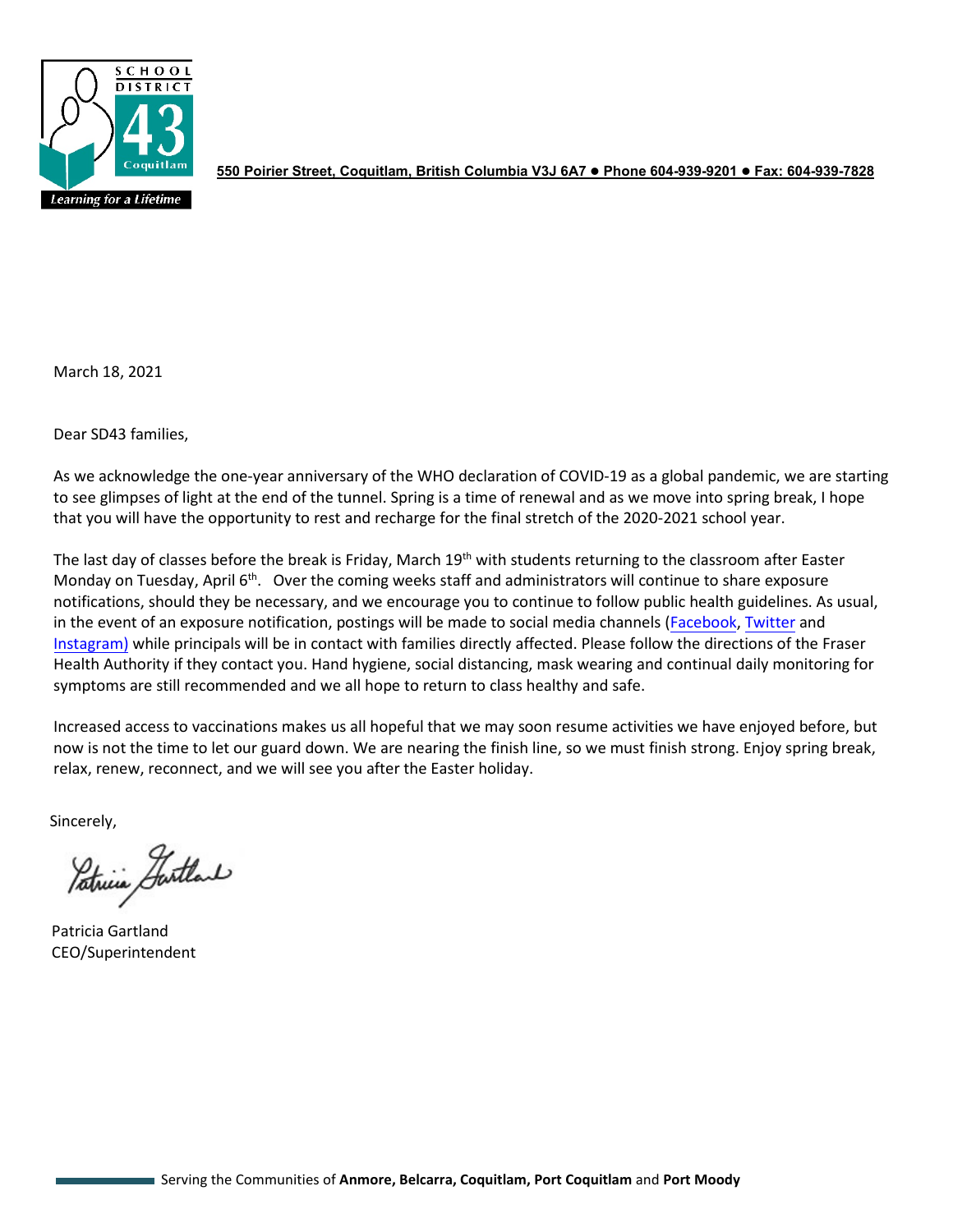**550 Poirier Street, Coquitlam, British Columbia V3J 6A7 ● Phone 604-939-9201 ● Fax: 604-939-7828**

March 18, 2021

Dear SD43 families,

As we acknowledge the one-year anniversary of the WHO declaration of COVID-19 as a global pandemic, we are starting to see glimpses of light at the end of the tunnel. Spring is a time of renewal and as we move into spring break, I hope that you will have the opportunity to rest and recharge for the final stretch of the 2020-2021 school year.

The last day of classes before the break is Friday, March 19th with students returning to the classroom after Easter Monday on Tuesday, April 6th. Over the coming weeks staff and administrators will continue to share exposure notifications, should they be necessary, and we encourage you to continue to follow public health guidelines. As usual, in the event of an exposure notification, postings will be made to social media channels (Facebook, Twitter and Instagram) while principals will be in contact with families directly affected. Please follow the directions of the Fraser Health Authority if they contact you. Hand hygiene, social distancing, mask wearing and continual daily monitoring for symptoms are still recommended and we all hope to return to class healthy and safe.

Increased access to vaccinations makes us all hopeful that we may soon resume activities we have enjoyed before, but now is not the time to let our guard down. We are nearing the finish line, so we must finish strong. Enjoy spring break, relax, renew, reconnect, and we will see you after the Easter holiday.

Sincerely,

Patricia Gartland
CEO/Superintendent

Serving the Communities of **Anmore, Belcarra, Coquitlam, Port Coquitlam** and **Port Moody**